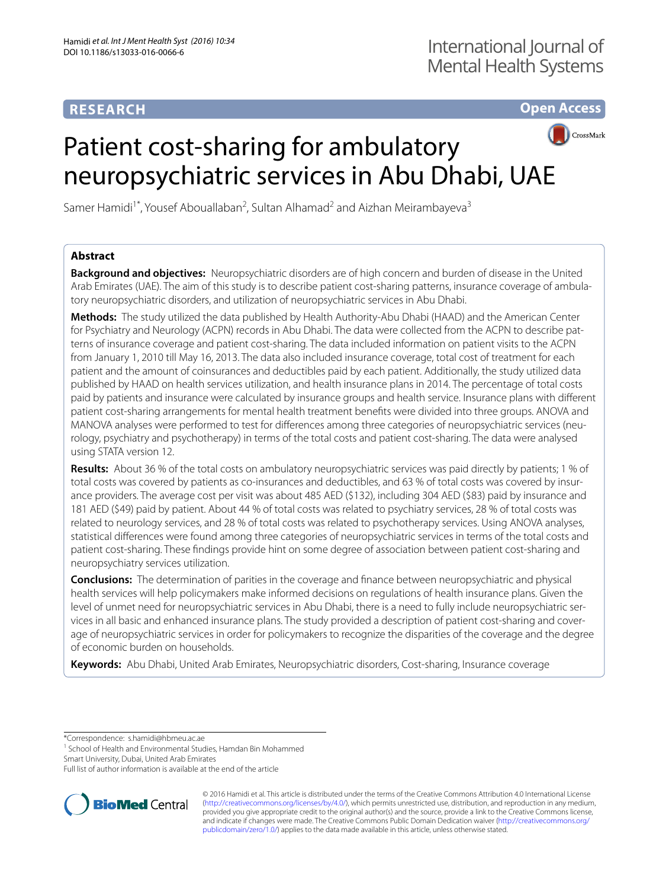RESEARCH

Open Access

# Patient cost-sharing for ambulatory neuropsychiatric services in Abu Dhabi, UAE

Samer Hamidi[1*], Yousef Abouallaban[2], Sultan Alhamad[2] and Aizhan Meirambayeva[3]

## Abstract

**Background and objectives:** Neuropsychiatric disorders are of high concern and burden of disease in the United Arab Emirates (UAE). The aim of this study is to describe patient cost-sharing patterns, insurance coverage of ambulatory neuropsychiatric disorders, and utilization of neuropsychiatric services in Abu Dhabi.

**Methods:** The study utilized the data published by Health Authority-Abu Dhabi (HAAD) and the American Center for Psychiatry and Neurology (ACPN) records in Abu Dhabi. The data were collected from the ACPN to describe patterns of insurance coverage and patient cost-sharing. The data included information on patient visits to the ACPN from January 1, 2010 till May 16, 2013. The data also included insurance coverage, total cost of treatment for each patient and the amount of coinsurances and deductibles paid by each patient. Additionally, the study utilized data published by HAAD on health services utilization, and health insurance plans in 2014. The percentage of total costs paid by patients and insurance were calculated by insurance groups and health service. Insurance plans with different patient cost-sharing arrangements for mental health treatment benefits were divided into three groups. ANOVA and MANOVA analyses were performed to test for differences among three categories of neuropsychiatric services (neurology, psychiatry and psychotherapy) in terms of the total costs and patient cost-sharing. The data were analysed using STATA version 12.

**Results:** About 36 % of the total costs on ambulatory neuropsychiatric services was paid directly by patients; 1 % of total costs was covered by patients as co-insurances and deductibles, and 63 % of total costs was covered by insurance providers. The average cost per visit was about 485 AED ($132), including 304 AED ($83) paid by insurance and 181 AED ($49) paid by patient. About 44 % of total costs was related to psychiatry services, 28 % of total costs was related to neurology services, and 28 % of total costs was related to psychotherapy services. Using ANOVA analyses, statistical differences were found among three categories of neuropsychiatric services in terms of the total costs and patient cost-sharing. These findings provide hint on some degree of association between patient cost-sharing and neuropsychiatry services utilization.

**Conclusions:** The determination of parities in the coverage and finance between neuropsychiatric and physical health services will help policymakers make informed decisions on regulations of health insurance plans. Given the level of unmet need for neuropsychiatric services in Abu Dhabi, there is a need to fully include neuropsychiatric services in all basic and enhanced insurance plans. The study provided a description of patient cost-sharing and coverage of neuropsychiatric services in order for policymakers to recognize the disparities of the coverage and the degree of economic burden on households.

**Keywords:** Abu Dhabi, United Arab Emirates, Neuropsychiatric disorders, Cost-sharing, Insurance coverage

*Correspondence: s.hamidi@hbmeu.ac.ae

[1] School of Health and Environmental Studies, Hamdan Bin Mohammed Smart University, Dubai, United Arab Emirates

Full list of author information is available at the end of the article

© 2016 Hamidi et al. This article is distributed under the terms of the Creative Commons Attribution 4.0 International License (http://creativecommons.org/licenses/by/4.0/), which permits unrestricted use, distribution, and reproduction in any medium, provided you give appropriate credit to the original author(s) and the source, provide a link to the Creative Commons license, and indicate if changes were made. The Creative Commons Public Domain Dedication waiver (http://creativecommons.org/publicdomain/zero/1.0/) applies to the data made available in this article, unless otherwise stated.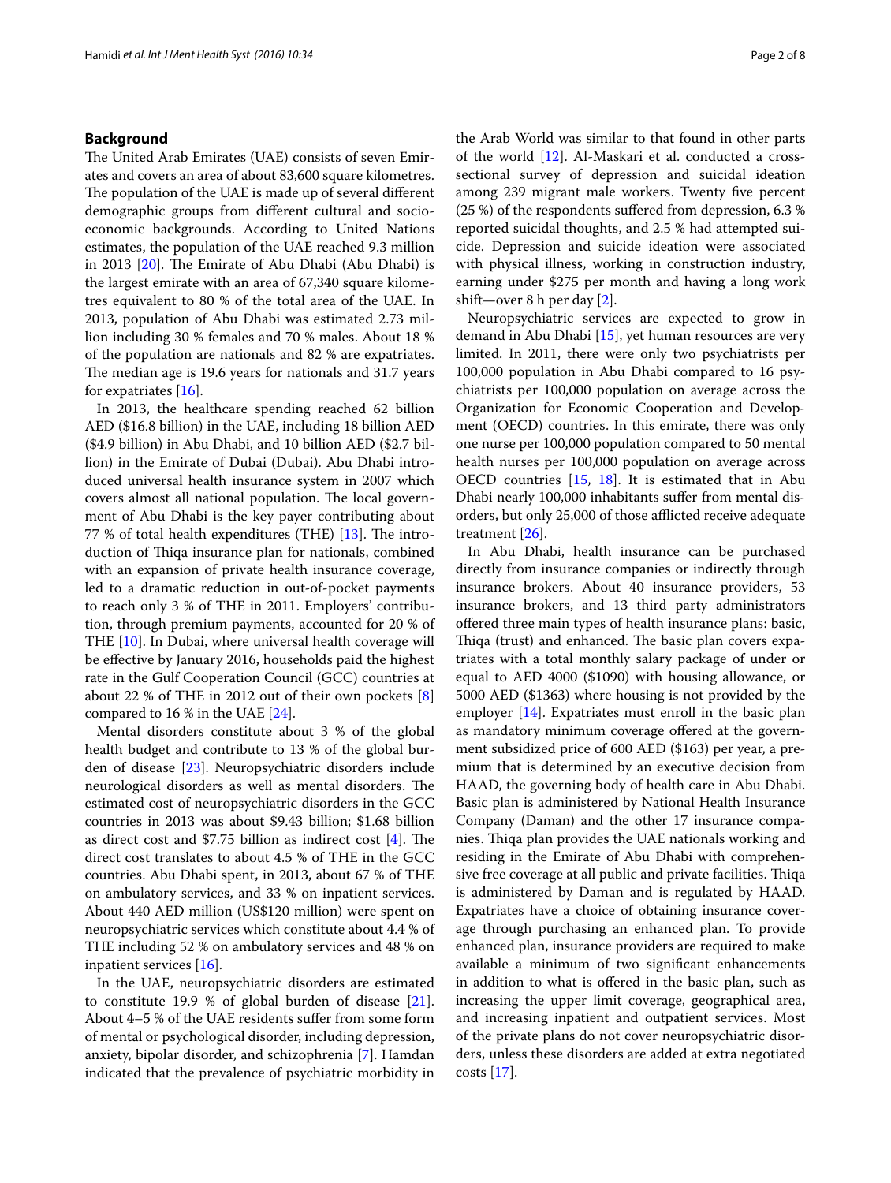## Background

The United Arab Emirates (UAE) consists of seven Emirates and covers an area of about 83,600 square kilometres. The population of the UAE is made up of several different demographic groups from different cultural and socioeconomic backgrounds. According to United Nations estimates, the population of the UAE reached 9.3 million in 2013 [20]. The Emirate of Abu Dhabi (Abu Dhabi) is the largest emirate with an area of 67,340 square kilometres equivalent to 80 % of the total area of the UAE. In 2013, population of Abu Dhabi was estimated 2.73 million including 30 % females and 70 % males. About 18 % of the population are nationals and 82 % are expatriates. The median age is 19.6 years for nationals and 31.7 years for expatriates [16].

In 2013, the healthcare spending reached 62 billion AED ($16.8 billion) in the UAE, including 18 billion AED ($4.9 billion) in Abu Dhabi, and 10 billion AED ($2.7 billion) in the Emirate of Dubai (Dubai). Abu Dhabi introduced universal health insurance system in 2007 which covers almost all national population. The local government of Abu Dhabi is the key payer contributing about 77 % of total health expenditures (THE) [13]. The introduction of Thiqa insurance plan for nationals, combined with an expansion of private health insurance coverage, led to a dramatic reduction in out-of-pocket payments to reach only 3 % of THE in 2011. Employers' contribution, through premium payments, accounted for 20 % of THE [10]. In Dubai, where universal health coverage will be effective by January 2016, households paid the highest rate in the Gulf Cooperation Council (GCC) countries at about 22 % of THE in 2012 out of their own pockets [8] compared to 16 % in the UAE [24].

Mental disorders constitute about 3 % of the global health budget and contribute to 13 % of the global burden of disease [23]. Neuropsychiatric disorders include neurological disorders as well as mental disorders. The estimated cost of neuropsychiatric disorders in the GCC countries in 2013 was about $9.43 billion; $1.68 billion as direct cost and $7.75 billion as indirect cost [4]. The direct cost translates to about 4.5 % of THE in the GCC countries. Abu Dhabi spent, in 2013, about 67 % of THE on ambulatory services, and 33 % on inpatient services. About 440 AED million (US$120 million) were spent on neuropsychiatric services which constitute about 4.4 % of THE including 52 % on ambulatory services and 48 % on inpatient services [16].

In the UAE, neuropsychiatric disorders are estimated to constitute 19.9 % of global burden of disease [21]. About 4–5 % of the UAE residents suffer from some form of mental or psychological disorder, including depression, anxiety, bipolar disorder, and schizophrenia [7]. Hamdan indicated that the prevalence of psychiatric morbidity in the Arab World was similar to that found in other parts of the world [12]. Al-Maskari et al. conducted a cross-sectional survey of depression and suicidal ideation among 239 migrant male workers. Twenty five percent (25 %) of the respondents suffered from depression, 6.3 % reported suicidal thoughts, and 2.5 % had attempted suicide. Depression and suicide ideation were associated with physical illness, working in construction industry, earning under $275 per month and having a long work shift—over 8 h per day [2].

Neuropsychiatric services are expected to grow in demand in Abu Dhabi [15], yet human resources are very limited. In 2011, there were only two psychiatrists per 100,000 population in Abu Dhabi compared to 16 psychiatrists per 100,000 population on average across the Organization for Economic Cooperation and Development (OECD) countries. In this emirate, there was only one nurse per 100,000 population compared to 50 mental health nurses per 100,000 population on average across OECD countries [15, 18]. It is estimated that in Abu Dhabi nearly 100,000 inhabitants suffer from mental disorders, but only 25,000 of those afflicted receive adequate treatment [26].

In Abu Dhabi, health insurance can be purchased directly from insurance companies or indirectly through insurance brokers. About 40 insurance providers, 53 insurance brokers, and 13 third party administrators offered three main types of health insurance plans: basic, Thiqa (trust) and enhanced. The basic plan covers expatriates with a total monthly salary package of under or equal to AED 4000 ($1090) with housing allowance, or 5000 AED ($1363) where housing is not provided by the employer [14]. Expatriates must enroll in the basic plan as mandatory minimum coverage offered at the government subsidized price of 600 AED ($163) per year, a premium that is determined by an executive decision from HAAD, the governing body of health care in Abu Dhabi. Basic plan is administered by National Health Insurance Company (Daman) and the other 17 insurance companies. Thiqa plan provides the UAE nationals working and residing in the Emirate of Abu Dhabi with comprehensive free coverage at all public and private facilities. Thiqa is administered by Daman and is regulated by HAAD. Expatriates have a choice of obtaining insurance coverage through purchasing an enhanced plan. To provide enhanced plan, insurance providers are required to make available a minimum of two significant enhancements in addition to what is offered in the basic plan, such as increasing the upper limit coverage, geographical area, and increasing inpatient and outpatient services. Most of the private plans do not cover neuropsychiatric disorders, unless these disorders are added at extra negotiated costs [17].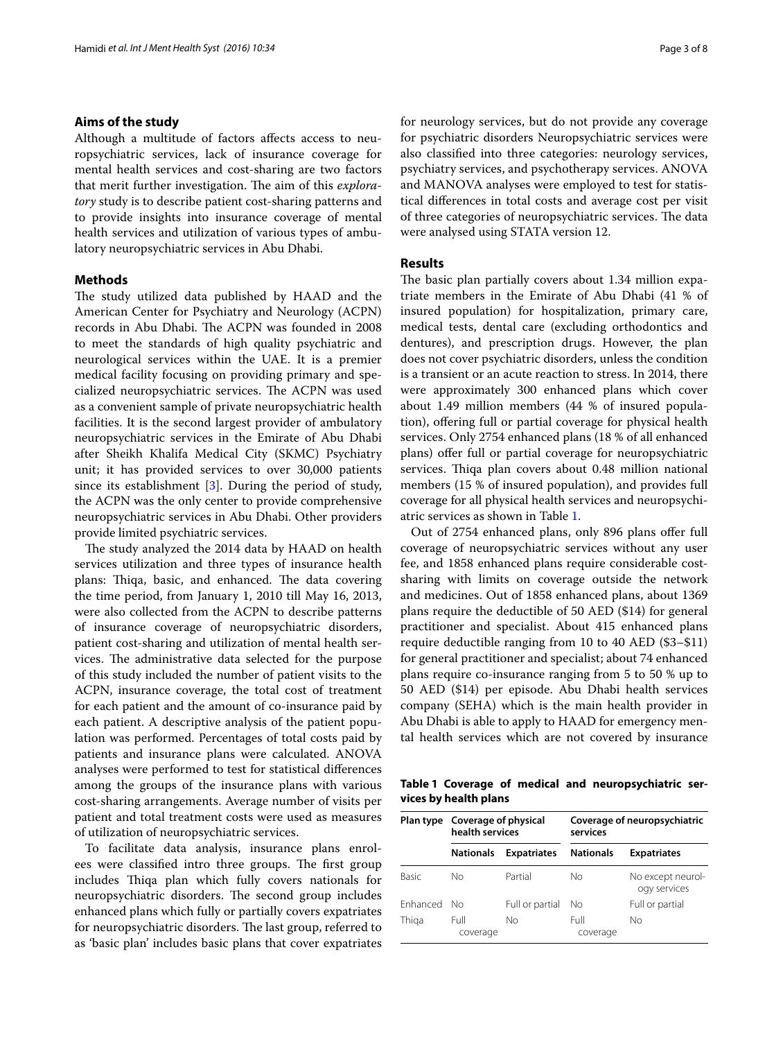## Aims of the study

Although a multitude of factors affects access to neuropsychiatric services, lack of insurance coverage for mental health services and cost-sharing are two factors that merit further investigation. The aim of this *exploratory* study is to describe patient cost-sharing patterns and to provide insights into insurance coverage of mental health services and utilization of various types of ambulatory neuropsychiatric services in Abu Dhabi.

## Methods

The study utilized data published by HAAD and the American Center for Psychiatry and Neurology (ACPN) records in Abu Dhabi. The ACPN was founded in 2008 to meet the standards of high quality psychiatric and neurological services within the UAE. It is a premier medical facility focusing on providing primary and specialized neuropsychiatric services. The ACPN was used as a convenient sample of private neuropsychiatric health facilities. It is the second largest provider of ambulatory neuropsychiatric services in the Emirate of Abu Dhabi after Sheikh Khalifa Medical City (SKMC) Psychiatry unit; it has provided services to over 30,000 patients since its establishment [3]. During the period of study, the ACPN was the only center to provide comprehensive neuropsychiatric services in Abu Dhabi. Other providers provide limited psychiatric services.

The study analyzed the 2014 data by HAAD on health services utilization and three types of insurance health plans: Thiqa, basic, and enhanced. The data covering the time period, from January 1, 2010 till May 16, 2013, were also collected from the ACPN to describe patterns of insurance coverage of neuropsychiatric disorders, patient cost-sharing and utilization of mental health services. The administrative data selected for the purpose of this study included the number of patient visits to the ACPN, insurance coverage, the total cost of treatment for each patient and the amount of co-insurance paid by each patient. A descriptive analysis of the patient population was performed. Percentages of total costs paid by patients and insurance plans were calculated. ANOVA analyses were performed to test for statistical differences among the groups of the insurance plans with various cost-sharing arrangements. Average number of visits per patient and total treatment costs were used as measures of utilization of neuropsychiatric services.

To facilitate data analysis, insurance plans enrolees were classified intro three groups. The first group includes Thiqa plan which fully covers nationals for neuropsychiatric disorders. The second group includes enhanced plans which fully or partially covers expatriates for neuropsychiatric disorders. The last group, referred to as 'basic plan' includes basic plans that cover expatriates for neurology services, but do not provide any coverage for psychiatric disorders Neuropsychiatric services were also classified into three categories: neurology services, psychiatry services, and psychotherapy services. ANOVA and MANOVA analyses were employed to test for statistical differences in total costs and average cost per visit of three categories of neuropsychiatric services. The data were analysed using STATA version 12.

## Results

The basic plan partially covers about 1.34 million expatriate members in the Emirate of Abu Dhabi (41 % of insured population) for hospitalization, primary care, medical tests, dental care (excluding orthodontics and dentures), and prescription drugs. However, the plan does not cover psychiatric disorders, unless the condition is a transient or an acute reaction to stress. In 2014, there were approximately 300 enhanced plans which cover about 1.49 million members (44 % of insured population), offering full or partial coverage for physical health services. Only 2754 enhanced plans (18 % of all enhanced plans) offer full or partial coverage for neuropsychiatric services. Thiqa plan covers about 0.48 million national members (15 % of insured population), and provides full coverage for all physical health services and neuropsychiatric services as shown in Table 1.

Out of 2754 enhanced plans, only 896 plans offer full coverage of neuropsychiatric services without any user fee, and 1858 enhanced plans require considerable cost-sharing with limits on coverage outside the network and medicines. Out of 1858 enhanced plans, about 1369 plans require the deductible of 50 AED ($14) for general practitioner and specialist. About 415 enhanced plans require deductible ranging from 10 to 40 AED ($3–$11) for general practitioner and specialist; about 74 enhanced plans require co-insurance ranging from 5 to 50 % up to 50 AED ($14) per episode. Abu Dhabi health services company (SEHA) which is the main health provider in Abu Dhabi is able to apply to HAAD for emergency mental health services which are not covered by insurance

**Table 1 Coverage of medical and neuropsychiatric services by health plans**

| Plan type | Coverage of physical health services | | Coverage of neuropsychiatric services | |
|---|---|---|---|---|
| | Nationals | Expatriates | Nationals | Expatriates |
| Basic | No | Partial | No | No except neurology services |
| Enhanced | No | Full or partial | No | Full or partial |
| Thiqa | Full coverage | No | Full coverage | No |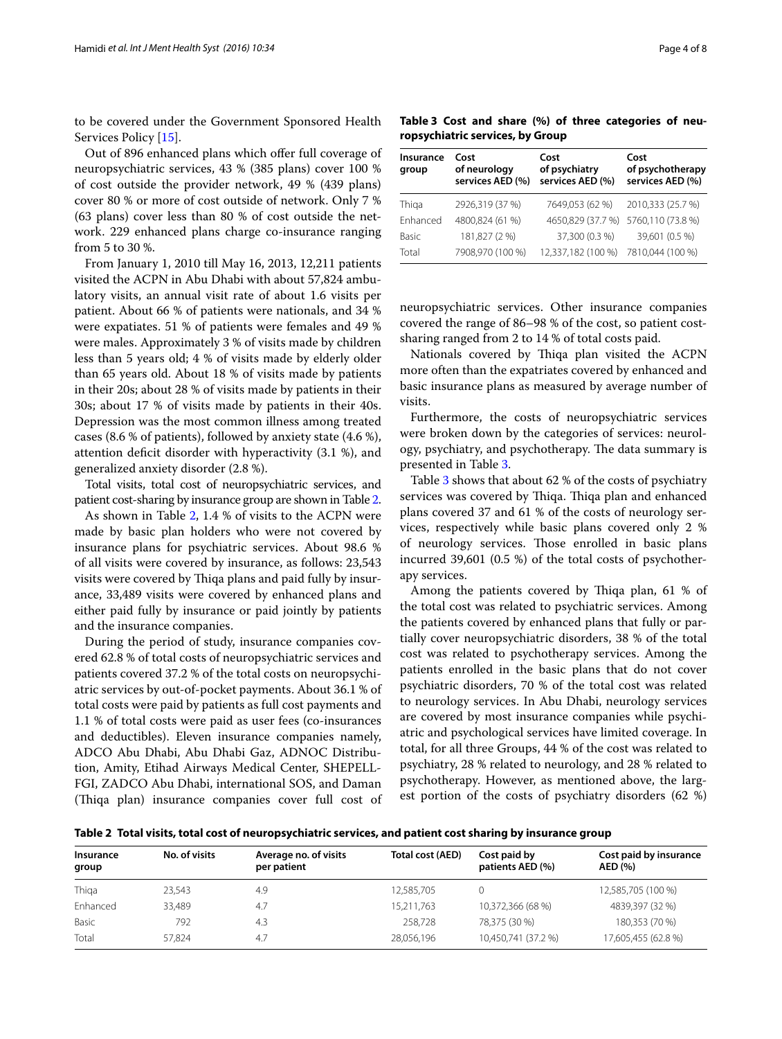to be covered under the Government Sponsored Health Services Policy [15].

Out of 896 enhanced plans which offer full coverage of neuropsychiatric services, 43 % (385 plans) cover 100 % of cost outside the provider network, 49 % (439 plans) cover 80 % or more of cost outside of network. Only 7 % (63 plans) cover less than 80 % of cost outside the network. 229 enhanced plans charge co-insurance ranging from 5 to 30 %.

From January 1, 2010 till May 16, 2013, 12,211 patients visited the ACPN in Abu Dhabi with about 57,824 ambulatory visits, an annual visit rate of about 1.6 visits per patient. About 66 % of patients were nationals, and 34 % were expatiates. 51 % of patients were females and 49 % were males. Approximately 3 % of visits made by children less than 5 years old; 4 % of visits made by elderly older than 65 years old. About 18 % of visits made by patients in their 20s; about 28 % of visits made by patients in their 30s; about 17 % of visits made by patients in their 40s. Depression was the most common illness among treated cases (8.6 % of patients), followed by anxiety state (4.6 %), attention deficit disorder with hyperactivity (3.1 %), and generalized anxiety disorder (2.8 %).

Total visits, total cost of neuropsychiatric services, and patient cost-sharing by insurance group are shown in Table 2.

As shown in Table 2, 1.4 % of visits to the ACPN were made by basic plan holders who were not covered by insurance plans for psychiatric services. About 98.6 % of all visits were covered by insurance, as follows: 23,543 visits were covered by Thiqa plans and paid fully by insurance, 33,489 visits were covered by enhanced plans and either paid fully by insurance or paid jointly by patients and the insurance companies.

During the period of study, insurance companies covered 62.8 % of total costs of neuropsychiatric services and patients covered 37.2 % of the total costs on neuropsychiatric services by out-of-pocket payments. About 36.1 % of total costs were paid by patients as full cost payments and 1.1 % of total costs were paid as user fees (co-insurances and deductibles). Eleven insurance companies namely, ADCO Abu Dhabi, Abu Dhabi Gaz, ADNOC Distribution, Amity, Etihad Airways Medical Center, SHEPELL-FGI, ZADCO Abu Dhabi, international SOS, and Daman (Thiqa plan) insurance companies cover full cost of neuropsychiatric services. Other insurance companies covered the range of 86–98 % of the cost, so patient cost-sharing ranged from 2 to 14 % of total costs paid.

Nationals covered by Thiqa plan visited the ACPN more often than the expatriates covered by enhanced and basic insurance plans as measured by average number of visits.

Furthermore, the costs of neuropsychiatric services were broken down by the categories of services: neurology, psychiatry, and psychotherapy. The data summary is presented in Table 3.

**Table 3 Cost and share (%) of three categories of neuropsychiatric services, by Group**

| Insurance group | Cost of neurology services AED (%) | Cost of psychiatry services AED (%) | Cost of psychotherapy services AED (%) |
|---|---|---|---|
| Thiqa | 2926,319 (37 %) | 7649,053 (62 %) | 2010,333 (25.7 %) |
| Enhanced | 4800,824 (61 %) | 4650,829 (37.7 %) | 5760,110 (73.8 %) |
| Basic | 181,827 (2 %) | 37,300 (0.3 %) | 39,601 (0.5 %) |
| Total | 7908,970 (100 %) | 12,337,182 (100 %) | 7810,044 (100 %) |

Table 3 shows that about 62 % of the costs of psychiatry services was covered by Thiqa. Thiqa plan and enhanced plans covered 37 and 61 % of the costs of neurology services, respectively while basic plans covered only 2 % of neurology services. Those enrolled in basic plans incurred 39,601 (0.5 %) of the total costs of psychotherapy services.

Among the patients covered by Thiqa plan, 61 % of the total cost was related to psychiatric services. Among the patients covered by enhanced plans that fully or partially cover neuropsychiatric disorders, 38 % of the total cost was related to psychotherapy services. Among the patients enrolled in the basic plans that do not cover psychiatric disorders, 70 % of the total cost was related to neurology services. In Abu Dhabi, neurology services are covered by most insurance companies while psychiatric and psychological services have limited coverage. In total, for all three Groups, 44 % of the cost was related to psychiatry, 28 % related to neurology, and 28 % related to psychotherapy. However, as mentioned above, the largest portion of the costs of psychiatry disorders (62 %)

**Table 2 Total visits, total cost of neuropsychiatric services, and patient cost sharing by insurance group**

| Insurance group | No. of visits | Average no. of visits per patient | Total cost (AED) | Cost paid by patients AED (%) | Cost paid by insurance AED (%) |
|---|---|---|---|---|---|
| Thiqa | 23,543 | 4.9 | 12,585,705 | 0 | 12,585,705 (100 %) |
| Enhanced | 33,489 | 4.7 | 15,211,763 | 10,372,366 (68 %) | 4839,397 (32 %) |
| Basic | 792 | 4.3 | 258,728 | 78,375 (30 %) | 180,353 (70 %) |
| Total | 57,824 | 4.7 | 28,056,196 | 10,450,741 (37.2 %) | 17,605,455 (62.8 %) |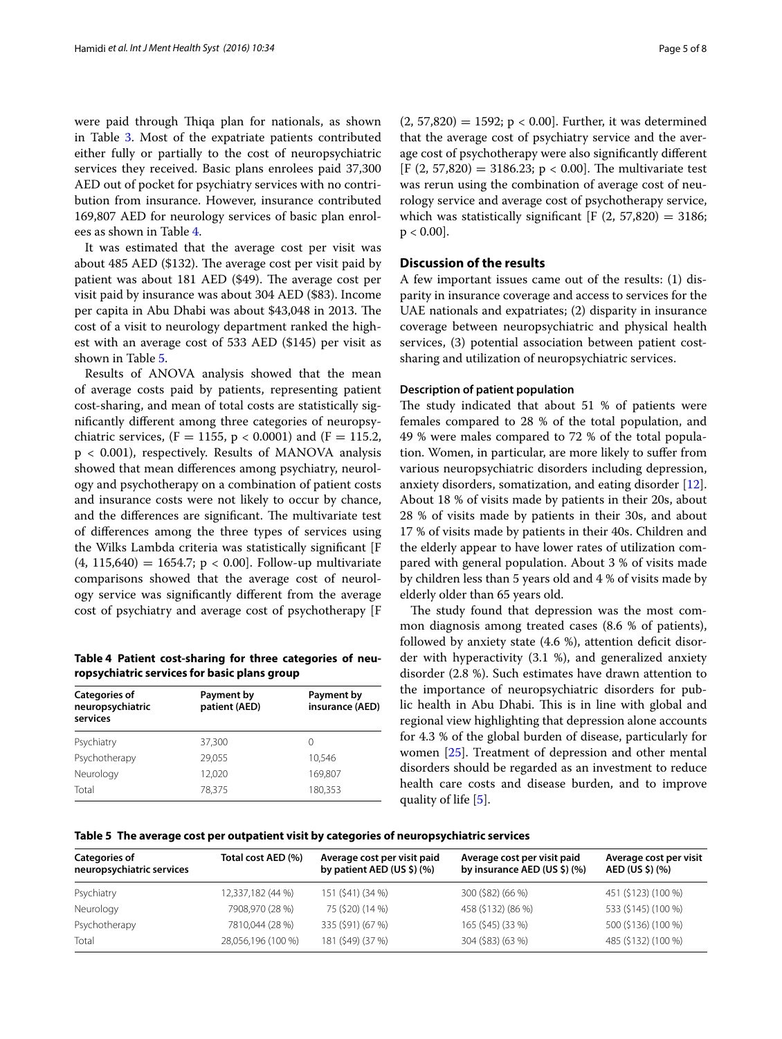were paid through Thiqa plan for nationals, as shown in Table 3. Most of the expatriate patients contributed either fully or partially to the cost of neuropsychiatric services they received. Basic plans enrolees paid 37,300 AED out of pocket for psychiatry services with no contribution from insurance. However, insurance contributed 169,807 AED for neurology services of basic plan enrolees as shown in Table 4.

It was estimated that the average cost per visit was about 485 AED ($132). The average cost per visit paid by patient was about 181 AED ($49). The average cost per visit paid by insurance was about 304 AED ($83). Income per capita in Abu Dhabi was about $43,048 in 2013. The cost of a visit to neurology department ranked the highest with an average cost of 533 AED ($145) per visit as shown in Table 5.

Results of ANOVA analysis showed that the mean of average costs paid by patients, representing patient cost-sharing, and mean of total costs are statistically significantly different among three categories of neuropsychiatric services, ($F = 1155$, $p < 0.0001$) and ($F = 115.2$, $p < 0.001$), respectively. Results of MANOVA analysis showed that mean differences among psychiatry, neurology and psychotherapy on a combination of patient costs and insurance costs were not likely to occur by chance, and the differences are significant. The multivariate test of differences among the three types of services using the Wilks Lambda criteria was statistically significant [$F(4, 115{,}640) = 1654.7$; $p < 0.00$]. Follow-up multivariate comparisons showed that the average cost of neurology service was significantly different from the average cost of psychiatry and average cost of psychotherapy [$F(2, 57{,}820) = 1592$; $p < 0.00$]. Further, it was determined that the average cost of psychiatry service and the average cost of psychotherapy were also significantly different [$F(2, 57{,}820) = 3186.23$; $p < 0.00$]. The multivariate test was rerun using the combination of average cost of neurology service and average cost of psychotherapy service, which was statistically significant [$F(2, 57{,}820) = 3186$; $p < 0.00$].

**Table 4 Patient cost-sharing for three categories of neuropsychiatric services for basic plans group**

| Categories of neuropsychiatric services | Payment by patient (AED) | Payment by insurance (AED) |
|---|---|---|
| Psychiatry | 37,300 | 0 |
| Psychotherapy | 29,055 | 10,546 |
| Neurology | 12,020 | 169,807 |
| Total | 78,375 | 180,353 |

## Discussion of the results

A few important issues came out of the results: (1) disparity in insurance coverage and access to services for the UAE nationals and expatriates; (2) disparity in insurance coverage between neuropsychiatric and physical health services, (3) potential association between patient cost-sharing and utilization of neuropsychiatric services.

### Description of patient population

The study indicated that about 51 % of patients were females compared to 28 % of the total population, and 49 % were males compared to 72 % of the total population. Women, in particular, are more likely to suffer from various neuropsychiatric disorders including depression, anxiety disorders, somatization, and eating disorder [12]. About 18 % of visits made by patients in their 20s, about 28 % of visits made by patients in their 30s, and about 17 % of visits made by patients in their 40s. Children and the elderly appear to have lower rates of utilization compared with general population. About 3 % of visits made by children less than 5 years old and 4 % of visits made by elderly older than 65 years old.

The study found that depression was the most common diagnosis among treated cases (8.6 % of patients), followed by anxiety state (4.6 %), attention deficit disorder with hyperactivity (3.1 %), and generalized anxiety disorder (2.8 %). Such estimates have drawn attention to the importance of neuropsychiatric disorders for public health in Abu Dhabi. This is in line with global and regional view highlighting that depression alone accounts for 4.3 % of the global burden of disease, particularly for women [25]. Treatment of depression and other mental disorders should be regarded as an investment to reduce health care costs and disease burden, and to improve quality of life [5].

**Table 5 The average cost per outpatient visit by categories of neuropsychiatric services**

| Categories of neuropsychiatric services | Total cost AED (%) | Average cost per visit paid by patient AED (US $) (%) | Average cost per visit paid by insurance AED (US $) (%) | Average cost per visit AED (US $) (%) |
|---|---|---|---|---|
| Psychiatry | 12,337,182 (44 %) | 151 ($41) (34 %) | 300 ($82) (66 %) | 451 ($123) (100 %) |
| Neurology | 7908,970 (28 %) | 75 ($20) (14 %) | 458 ($132) (86 %) | 533 ($145) (100 %) |
| Psychotherapy | 7810,044 (28 %) | 335 ($91) (67 %) | 165 ($45) (33 %) | 500 ($136) (100 %) |
| Total | 28,056,196 (100 %) | 181 ($49) (37 %) | 304 ($83) (63 %) | 485 ($132) (100 %) |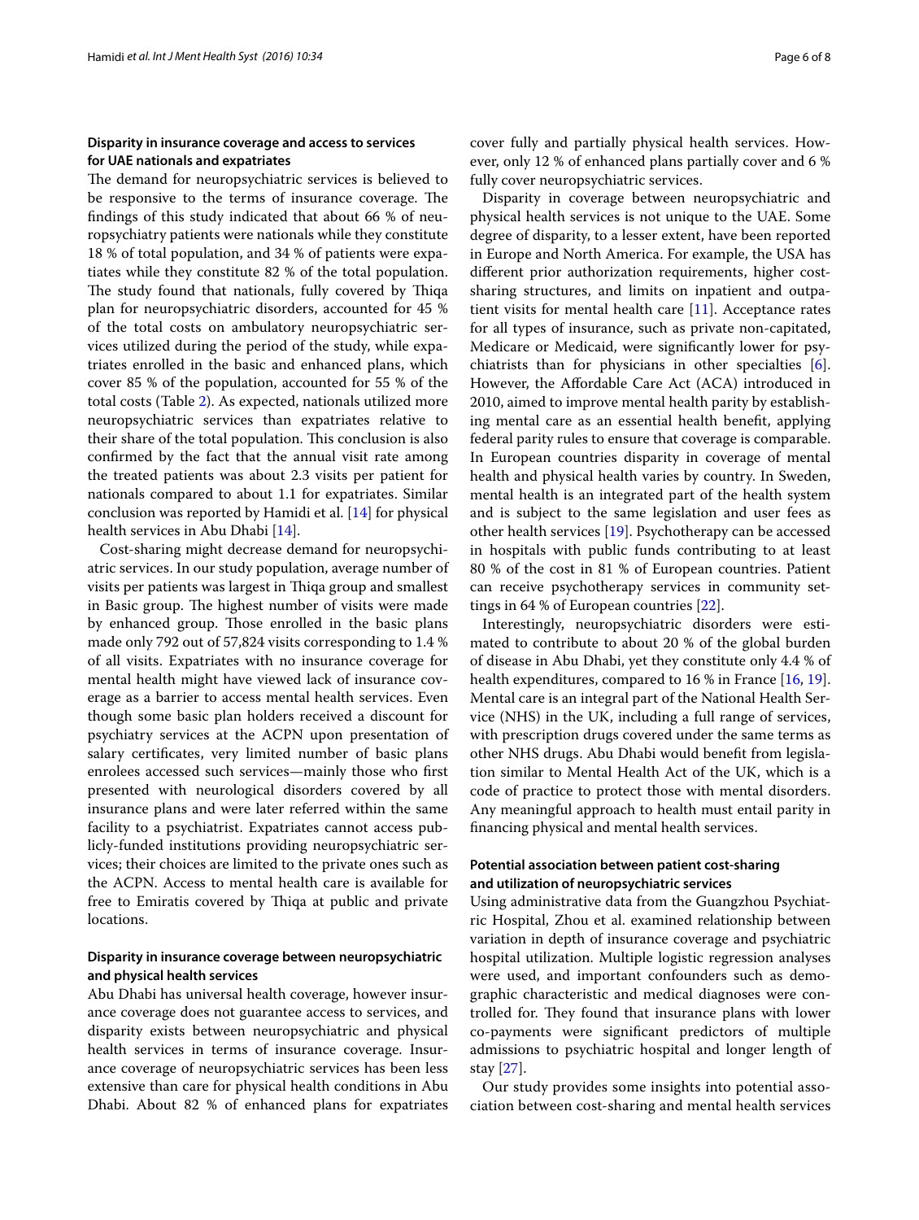### Disparity in insurance coverage and access to services for UAE nationals and expatriates

The demand for neuropsychiatric services is believed to be responsive to the terms of insurance coverage. The findings of this study indicated that about 66 % of neuropsychiatry patients were nationals while they constitute 18 % of total population, and 34 % of patients were expatiates while they constitute 82 % of the total population. The study found that nationals, fully covered by Thiqa plan for neuropsychiatric disorders, accounted for 45 % of the total costs on ambulatory neuropsychiatric services utilized during the period of the study, while expatriates enrolled in the basic and enhanced plans, which cover 85 % of the population, accounted for 55 % of the total costs (Table 2). As expected, nationals utilized more neuropsychiatric services than expatriates relative to their share of the total population. This conclusion is also confirmed by the fact that the annual visit rate among the treated patients was about 2.3 visits per patient for nationals compared to about 1.1 for expatriates. Similar conclusion was reported by Hamidi et al. [14] for physical health services in Abu Dhabi [14].

Cost-sharing might decrease demand for neuropsychiatric services. In our study population, average number of visits per patients was largest in Thiqa group and smallest in Basic group. The highest number of visits were made by enhanced group. Those enrolled in the basic plans made only 792 out of 57,824 visits corresponding to 1.4 % of all visits. Expatriates with no insurance coverage for mental health might have viewed lack of insurance coverage as a barrier to access mental health services. Even though some basic plan holders received a discount for psychiatry services at the ACPN upon presentation of salary certificates, very limited number of basic plans enrolees accessed such services—mainly those who first presented with neurological disorders covered by all insurance plans and were later referred within the same facility to a psychiatrist. Expatriates cannot access publicly-funded institutions providing neuropsychiatric services; their choices are limited to the private ones such as the ACPN. Access to mental health care is available for free to Emiratis covered by Thiqa at public and private locations.

### Disparity in insurance coverage between neuropsychiatric and physical health services

Abu Dhabi has universal health coverage, however insurance coverage does not guarantee access to services, and disparity exists between neuropsychiatric and physical health services in terms of insurance coverage. Insurance coverage of neuropsychiatric services has been less extensive than care for physical health conditions in Abu Dhabi. About 82 % of enhanced plans for expatriates cover fully and partially physical health services. However, only 12 % of enhanced plans partially cover and 6 % fully cover neuropsychiatric services.

Disparity in coverage between neuropsychiatric and physical health services is not unique to the UAE. Some degree of disparity, to a lesser extent, have been reported in Europe and North America. For example, the USA has different prior authorization requirements, higher cost-sharing structures, and limits on inpatient and outpatient visits for mental health care [11]. Acceptance rates for all types of insurance, such as private non-capitated, Medicare or Medicaid, were significantly lower for psychiatrists than for physicians in other specialties [6]. However, the Affordable Care Act (ACA) introduced in 2010, aimed to improve mental health parity by establishing mental care as an essential health benefit, applying federal parity rules to ensure that coverage is comparable. In European countries disparity in coverage of mental health and physical health varies by country. In Sweden, mental health is an integrated part of the health system and is subject to the same legislation and user fees as other health services [19]. Psychotherapy can be accessed in hospitals with public funds contributing to at least 80 % of the cost in 81 % of European countries. Patient can receive psychotherapy services in community settings in 64 % of European countries [22].

Interestingly, neuropsychiatric disorders were estimated to contribute to about 20 % of the global burden of disease in Abu Dhabi, yet they constitute only 4.4 % of health expenditures, compared to 16 % in France [16, 19]. Mental care is an integral part of the National Health Service (NHS) in the UK, including a full range of services, with prescription drugs covered under the same terms as other NHS drugs. Abu Dhabi would benefit from legislation similar to Mental Health Act of the UK, which is a code of practice to protect those with mental disorders. Any meaningful approach to health must entail parity in financing physical and mental health services.

### Potential association between patient cost-sharing and utilization of neuropsychiatric services

Using administrative data from the Guangzhou Psychiatric Hospital, Zhou et al. examined relationship between variation in depth of insurance coverage and psychiatric hospital utilization. Multiple logistic regression analyses were used, and important confounders such as demographic characteristic and medical diagnoses were controlled for. They found that insurance plans with lower co-payments were significant predictors of multiple admissions to psychiatric hospital and longer length of stay [27].

Our study provides some insights into potential association between cost-sharing and mental health services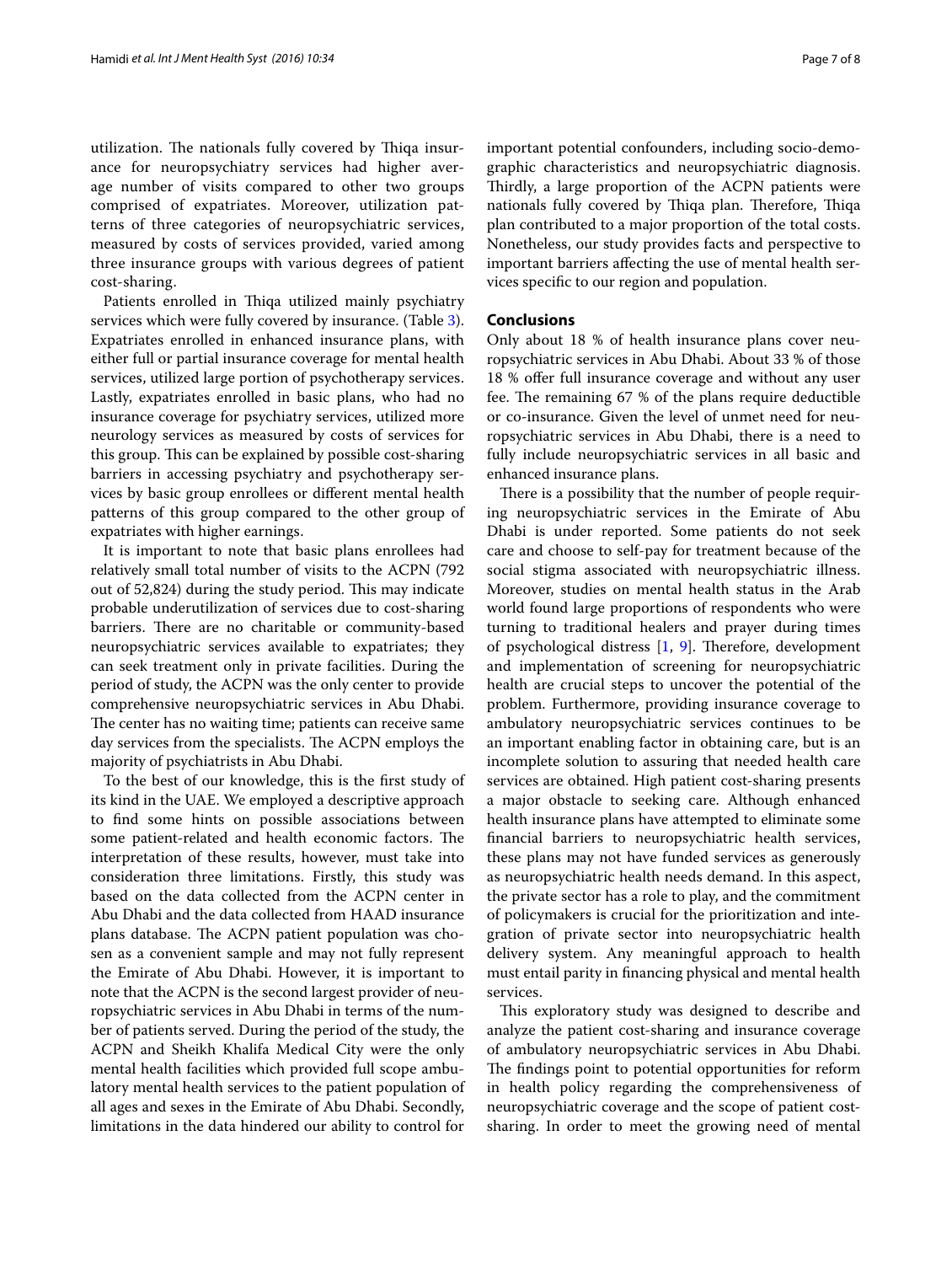utilization. The nationals fully covered by Thiqa insurance for neuropsychiatry services had higher average number of visits compared to other two groups comprised of expatriates. Moreover, utilization patterns of three categories of neuropsychiatric services, measured by costs of services provided, varied among three insurance groups with various degrees of patient cost-sharing.

Patients enrolled in Thiqa utilized mainly psychiatry services which were fully covered by insurance. (Table 3). Expatriates enrolled in enhanced insurance plans, with either full or partial insurance coverage for mental health services, utilized large portion of psychotherapy services. Lastly, expatriates enrolled in basic plans, who had no insurance coverage for psychiatry services, utilized more neurology services as measured by costs of services for this group. This can be explained by possible cost-sharing barriers in accessing psychiatry and psychotherapy services by basic group enrollees or different mental health patterns of this group compared to the other group of expatriates with higher earnings.

It is important to note that basic plans enrollees had relatively small total number of visits to the ACPN (792 out of 52,824) during the study period. This may indicate probable underutilization of services due to cost-sharing barriers. There are no charitable or community-based neuropsychiatric services available to expatriates; they can seek treatment only in private facilities. During the period of study, the ACPN was the only center to provide comprehensive neuropsychiatric services in Abu Dhabi. The center has no waiting time; patients can receive same day services from the specialists. The ACPN employs the majority of psychiatrists in Abu Dhabi.

To the best of our knowledge, this is the first study of its kind in the UAE. We employed a descriptive approach to find some hints on possible associations between some patient-related and health economic factors. The interpretation of these results, however, must take into consideration three limitations. Firstly, this study was based on the data collected from the ACPN center in Abu Dhabi and the data collected from HAAD insurance plans database. The ACPN patient population was chosen as a convenient sample and may not fully represent the Emirate of Abu Dhabi. However, it is important to note that the ACPN is the second largest provider of neuropsychiatric services in Abu Dhabi in terms of the number of patients served. During the period of the study, the ACPN and Sheikh Khalifa Medical City were the only mental health facilities which provided full scope ambulatory mental health services to the patient population of all ages and sexes in the Emirate of Abu Dhabi. Secondly, limitations in the data hindered our ability to control for important potential confounders, including socio-demographic characteristics and neuropsychiatric diagnosis. Thirdly, a large proportion of the ACPN patients were nationals fully covered by Thiqa plan. Therefore, Thiqa plan contributed to a major proportion of the total costs. Nonetheless, our study provides facts and perspective to important barriers affecting the use of mental health services specific to our region and population.

## Conclusions

Only about 18 % of health insurance plans cover neuropsychiatric services in Abu Dhabi. About 33 % of those 18 % offer full insurance coverage and without any user fee. The remaining 67 % of the plans require deductible or co-insurance. Given the level of unmet need for neuropsychiatric services in Abu Dhabi, there is a need to fully include neuropsychiatric services in all basic and enhanced insurance plans.

There is a possibility that the number of people requiring neuropsychiatric services in the Emirate of Abu Dhabi is under reported. Some patients do not seek care and choose to self-pay for treatment because of the social stigma associated with neuropsychiatric illness. Moreover, studies on mental health status in the Arab world found large proportions of respondents who were turning to traditional healers and prayer during times of psychological distress [1, 9]. Therefore, development and implementation of screening for neuropsychiatric health are crucial steps to uncover the potential of the problem. Furthermore, providing insurance coverage to ambulatory neuropsychiatric services continues to be an important enabling factor in obtaining care, but is an incomplete solution to assuring that needed health care services are obtained. High patient cost-sharing presents a major obstacle to seeking care. Although enhanced health insurance plans have attempted to eliminate some financial barriers to neuropsychiatric health services, these plans may not have funded services as generously as neuropsychiatric health needs demand. In this aspect, the private sector has a role to play, and the commitment of policymakers is crucial for the prioritization and integration of private sector into neuropsychiatric health delivery system. Any meaningful approach to health must entail parity in financing physical and mental health services.

This exploratory study was designed to describe and analyze the patient cost-sharing and insurance coverage of ambulatory neuropsychiatric services in Abu Dhabi. The findings point to potential opportunities for reform in health policy regarding the comprehensiveness of neuropsychiatric coverage and the scope of patient cost-sharing. In order to meet the growing need of mental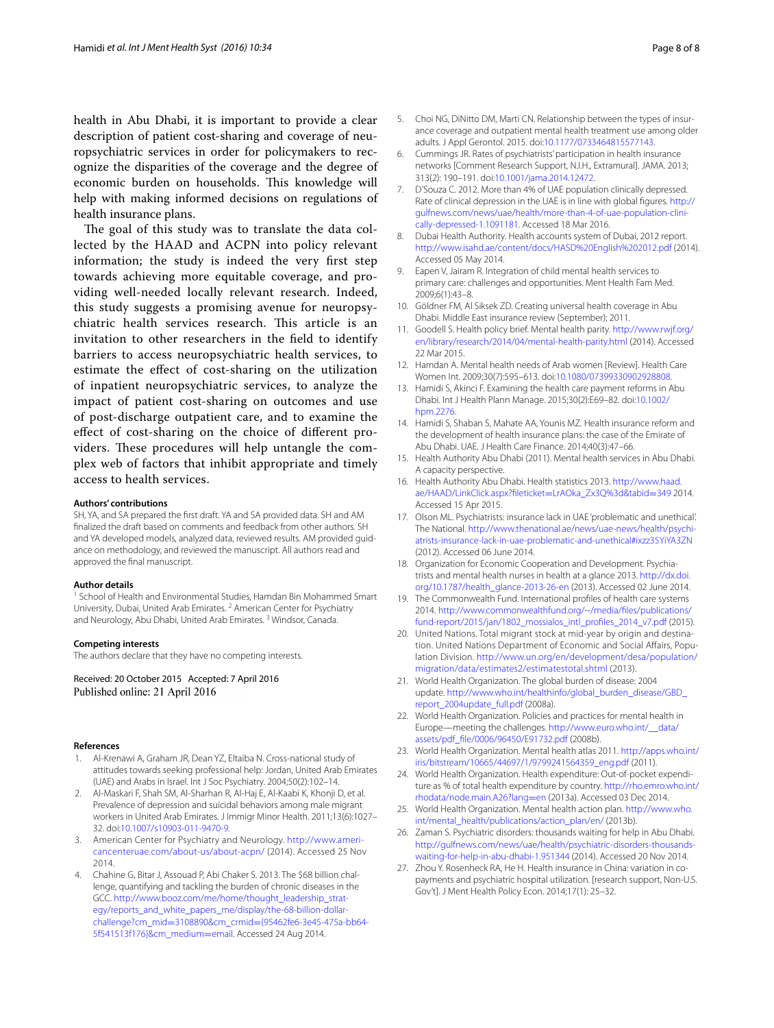health in Abu Dhabi, it is important to provide a clear description of patient cost-sharing and coverage of neuropsychiatric services in order for policymakers to recognize the disparities of the coverage and the degree of economic burden on households. This knowledge will help with making informed decisions on regulations of health insurance plans.

The goal of this study was to translate the data collected by the HAAD and ACPN into policy relevant information; the study is indeed the very first step towards achieving more equitable coverage, and providing well-needed locally relevant research. Indeed, this study suggests a promising avenue for neuropsychiatric health services research. This article is an invitation to other researchers in the field to identify barriers to access neuropsychiatric health services, to estimate the effect of cost-sharing on the utilization of inpatient neuropsychiatric services, to analyze the impact of patient cost-sharing on outcomes and use of post-discharge outpatient care, and to examine the effect of cost-sharing on the choice of different providers. These procedures will help untangle the complex web of factors that inhibit appropriate and timely access to health services.

#### Authors' contributions

SH, YA, and SA prepared the first draft. YA and SA provided data. SH and AM finalized the draft based on comments and feedback from other authors. SH and YA developed models, analyzed data, reviewed results. AM provided guidance on methodology, and reviewed the manuscript. All authors read and approved the final manuscript.

#### Author details

[1] School of Health and Environmental Studies, Hamdan Bin Mohammed Smart University, Dubai, United Arab Emirates. [2] American Center for Psychiatry and Neurology, Abu Dhabi, United Arab Emirates. [3] Windsor, Canada.

#### Competing interests

The authors declare that they have no competing interests.

Received: 20 October 2015 Accepted: 7 April 2016
Published online: 21 April 2016

#### References

1. Al-Krenawi A, Graham JR, Dean YZ, Eltaiba N. Cross-national study of attitudes towards seeking professional help: Jordan, United Arab Emirates (UAE) and Arabs in Israel. Int J Soc Psychiatry. 2004;50(2):102–14.
2. Al-Maskari F, Shah SM, Al-Sharhan R, Al-Haj E, Al-Kaabi K, Khonji D, et al. Prevalence of depression and suicidal behaviors among male migrant workers in United Arab Emirates. J Immigr Minor Health. 2011;13(6):1027–32. doi:10.1007/s10903-011-9470-9.
3. American Center for Psychiatry and Neurology. http://www.americancenteruae.com/about-us/about-acpn/ (2014). Accessed 25 Nov 2014.
4. Chahine G, Bitar J, Assouad P, Abi Chaker S. 2013. The $68 billion challenge, quantifying and tackling the burden of chronic diseases in the GCC. http://www.booz.com/me/home/thought_leadership_strategy/reports_and_white_papers_me/display/the-68-billion-dollar-challenge?cm_mid=3108890&cm_crmid={95462fe6-3e45-475a-bb64-5f541513f176}&cm_medium=email. Accessed 24 Aug 2014.
5. Choi NG, DiNitto DM, Marti CN. Relationship between the types of insurance coverage and outpatient mental health treatment use among older adults. J Appl Gerontol. 2015. doi:10.1177/0733464815577143.
6. Cummings JR. Rates of psychiatrists' participation in health insurance networks [Comment Research Support, N.I.H., Extramural]. JAMA. 2013; 313(2): 190–191. doi:10.1001/jama.2014.12472.
7. D'Souza C. 2012. More than 4% of UAE population clinically depressed. Rate of clinical depression in the UAE is in line with global figures. http://gulfnews.com/news/uae/health/more-than-4-of-uae-population-clinically-depressed-1.1091181. Accessed 18 Mar 2016.
8. Dubai Health Authority. Health accounts system of Dubai, 2012 report. http://www.isahd.ae/content/docs/HASD%20English%202012.pdf (2014). Accessed 05 May 2014.
9. Eapen V, Jairam R. Integration of child mental health services to primary care: challenges and opportunities. Ment Health Fam Med. 2009;6(1):43–8.
10. Göldner FM, Al Siksek ZD. Creating universal health coverage in Abu Dhabi. Middle East insurance review (September); 2011.
11. Goodell S. Health policy brief. Mental health parity. http://www.rwjf.org/en/library/research/2014/04/mental-health-parity.html (2014). Accessed 22 Mar 2015.
12. Hamdan A. Mental health needs of Arab women [Review]. Health Care Women Int. 2009;30(7):595–613. doi:10.1080/07399330902928808.
13. Hamidi S, Akinci F. Examining the health care payment reforms in Abu Dhabi. Int J Health Plann Manage. 2015;30(2):E69–82. doi:10.1002/hpm.2276.
14. Hamidi S, Shaban S, Mahate AA, Younis MZ. Health insurance reform and the development of health insurance plans: the case of the Emirate of Abu Dhabi. UAE. J Health Care Finance. 2014;40(3):47–66.
15. Health Authority Abu Dhabi (2011). Mental health services in Abu Dhabi. A capacity perspective.
16. Health Authority Abu Dhabi. Health statistics 2013. http://www.haad.ae/HAAD/LinkClick.aspx?fileticket=LrAOka_Zx3Q%3d&tabid=349 2014. Accessed 15 Apr 2015.
17. Olson ML. Psychiatrists: insurance lack in UAE 'problematic and unethical'. The National. http://www.thenational.ae/news/uae-news/health/psychiatrists-insurance-lack-in-uae-problematic-and-unethical#ixzz35YiYA3ZN (2012). Accessed 06 June 2014.
18. Organization for Economic Cooperation and Development. Psychiatrists and mental health nurses in health at a glance 2013. http://dx.doi.org/10.1787/health_glance-2013-26-en (2013). Accessed 02 June 2014.
19. The Commonwealth Fund. International profiles of health care systems 2014. http://www.commonwealthfund.org/~/media/files/publications/fund-report/2015/jan/1802_mossialos_intl_profiles_2014_v7.pdf (2015).
20. United Nations. Total migrant stock at mid-year by origin and destination. United Nations Department of Economic and Social Affairs, Population Division. http://www.un.org/en/development/desa/population/migration/data/estimates2/estimatestotal.shtml (2013).
21. World Health Organization. The global burden of disease: 2004 update. http://www.who.int/healthinfo/global_burden_disease/GBD_report_2004update_full.pdf (2008a).
22. World Health Organization. Policies and practices for mental health in Europe—meeting the challenges. http://www.euro.who.int/__data/assets/pdf_file/0006/96450/E91732.pdf (2008b).
23. World Health Organization. Mental health atlas 2011. http://apps.who.int/iris/bitstream/10665/44697/1/9799241564359_eng.pdf (2011).
24. World Health Organization. Health expenditure: Out-of-pocket expenditure as % of total health expenditure by country. http://rho.emro.who.int/rhodata/node.main.A26?lang=en (2013a). Accessed 03 Dec 2014.
25. World Health Organization. Mental health action plan. http://www.who.int/mental_health/publications/action_plan/en/ (2013b).
26. Zaman S. Psychiatric disorders: thousands waiting for help in Abu Dhabi. http://gulfnews.com/news/uae/health/psychiatric-disorders-thousands-waiting-for-help-in-abu-dhabi-1.951344 (2014). Accessed 20 Nov 2014.
27. Zhou Y. Rosenheck RA, He H. Health insurance in China: variation in copayments and psychiatric hospital utilization. [research support, Non-U.S. Gov't]. J Ment Health Policy Econ. 2014;17(1): 25–32.